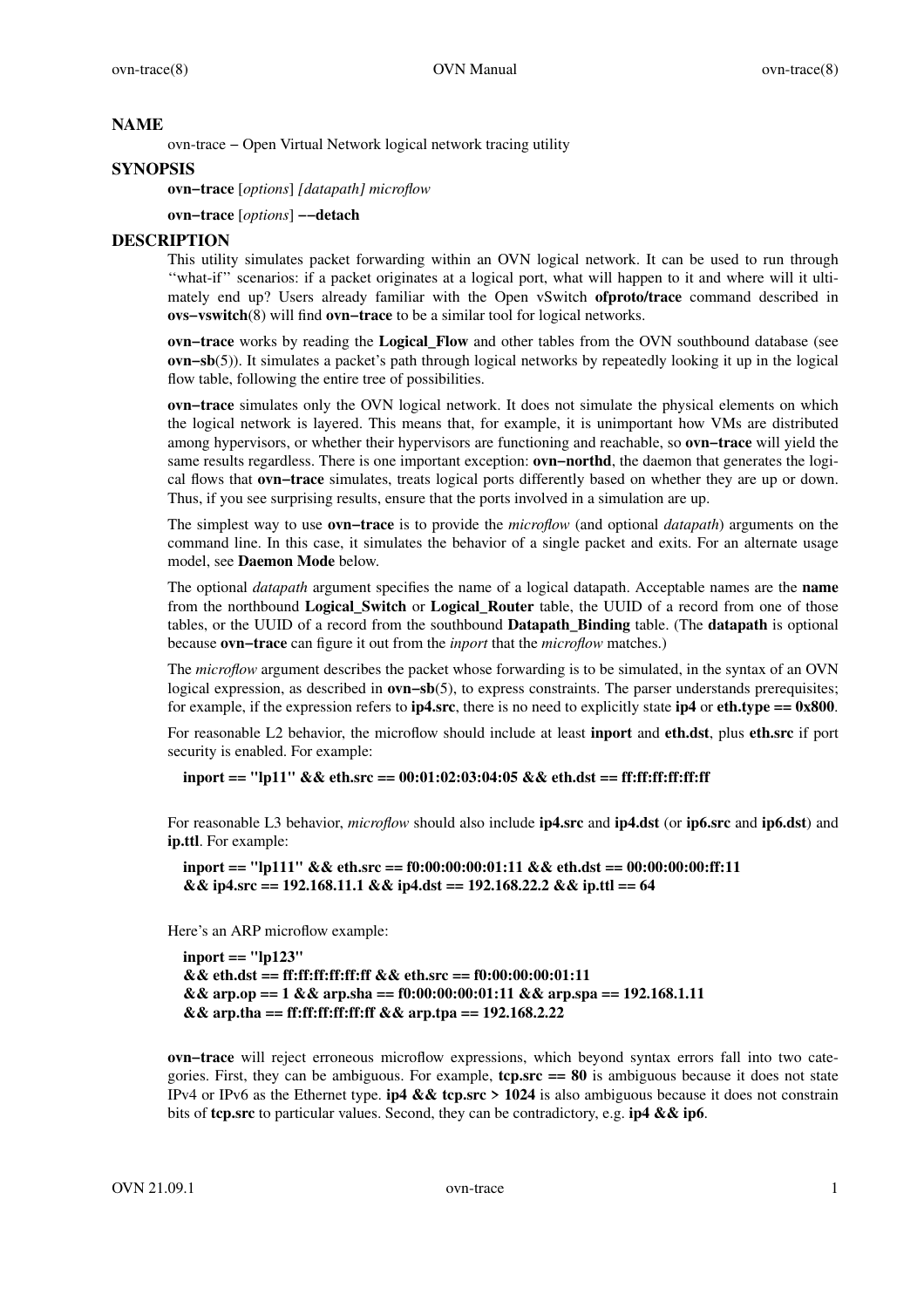## NAME

ovn-trace − Open Virtual Network logical network tracing utility

## SYNOPSIS

**ovn−trace** [*options*] *[datapath] microflow*

**ovn−trace** [*options*] **−−detach**

## DESCRIPTION

This utility simulates packet forwarding within an OVN logical network. It can be used to run through ''what-if'' scenarios: if a packet originates at a logical port, what will happen to it and where will it ultimately end up? Users already familiar with the Open vSwitch **ofproto/trace** command described in **ovs−vswitch**(8) will find **ovn−trace** to be a similar tool for logical networks.

**ovn−trace** works by reading the **Logical_Flow** and other tables from the OVN southbound database (see **ovn−sb**(5)). It simulates a packet's path through logical networks by repeatedly looking it up in the logical flow table, following the entire tree of possibilities.

**ovn−trace** simulates only the OVN logical network. It does not simulate the physical elements on which the logical network is layered. This means that, for example, it is unimportant how VMs are distributed among hypervisors, or whether their hypervisors are functioning and reachable, so **ovn−trace** will yield the same results regardless. There is one important exception: **ovn−northd**, the daemon that generates the logical flows that **ovn−trace** simulates, treats logical ports differently based on whether they are up or down. Thus, if you see surprising results, ensure that the ports involved in a simulation are up.

The simplest way to use **ovn−trace** is to provide the *microflow* (and optional *datapath*) arguments on the command line. In this case, it simulates the behavior of a single packet and exits. For an alternate usage model, see **Daemon Mode** below.

The optional *datapath* argument specifies the name of a logical datapath. Acceptable names are the **name** from the northbound **Logical_Switch** or **Logical_Router** table, the UUID of a record from one of those tables, or the UUID of a record from the southbound **Datapath_Binding** table. (The **datapath** is optional because **ovn−trace** can figure it out from the *inport* that the *microflow* matches.)

The *microflow* argument describes the packet whose forwarding is to be simulated, in the syntax of an OVN logical expression, as described in **ovn−sb**(5), to express constraints. The parser understands prerequisites; for example, if the expression refers to **ip4.src**, there is no need to explicitly state **ip4** or **eth.type == 0x800**.

For reasonable L2 behavior, the microflow should include at least **inport** and **eth.dst**, plus **eth.src** if port security is enabled. For example:

```
inport == "lp11" && eth.src == 00:01:02:03:04:05 && eth.dst == ff:ff:ff:ff:ff:ff
```

For reasonable L3 behavior, *microflow* should also include **ip4.src** and **ip4.dst** (or **ip6.src** and **ip6.dst**) and **ip.ttl**. For example:

```
inport == "lp111" && eth.src == f0:00:00:00:01:11 && eth.dst == 00:00:00:00:ff:11
&& ip4.src == 192.168.11.1 && ip4.dst == 192.168.22.2 && ip.ttl == 64
```

Here's an ARP microflow example:

```
inport == "lp123"
&& eth.dst == ff:ff:ff:ff:ff:ff && eth.src == f0:00:00:00:01:11
&& arp.op == 1 && arp.sha == f0:00:00:00:01:11 && arp.spa == 192.168.1.11
&& arp.tha == ff:ff:ff:ff:ff:ff && arp.tpa == 192.168.2.22
```

**ovn−trace** will reject erroneous microflow expressions, which beyond syntax errors fall into two categories. First, they can be ambiguous. For example, **tcp.src == 80** is ambiguous because it does not state IPv4 or IPv6 as the Ethernet type. **ip4 && tcp.src > 1024** is also ambiguous because it does not constrain bits of **tcp.src** to particular values. Second, they can be contradictory, e.g. **ip4 && ip6**.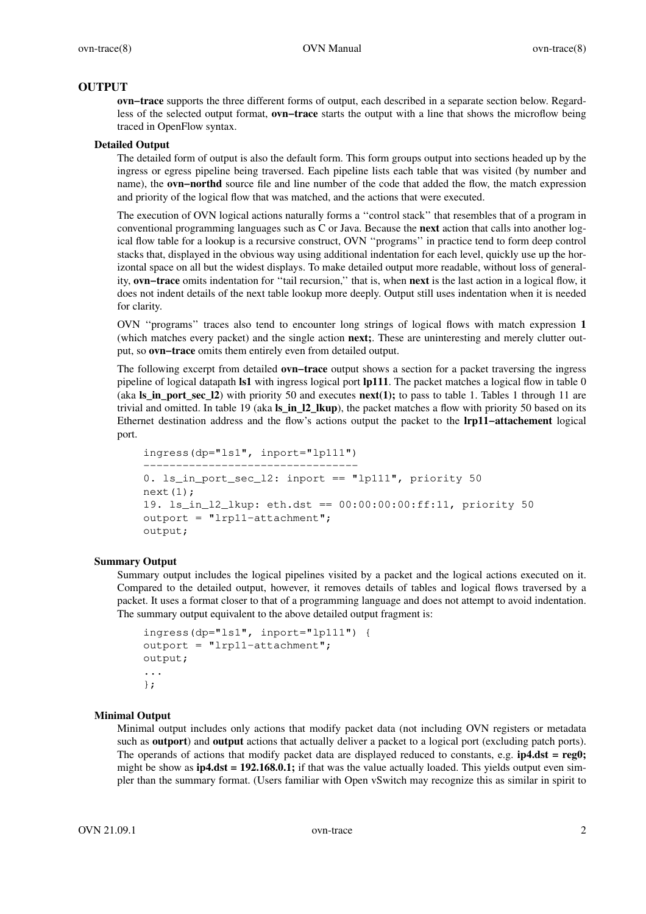## OUTPUT

**ovn−trace** supports the three different forms of output, each described in a separate section below. Regardless of the selected output format, **ovn−trace** starts the output with a line that shows the microflow being traced in OpenFlow syntax.

### Detailed Output

The detailed form of output is also the default form. This form groups output into sections headed up by the ingress or egress pipeline being traversed. Each pipeline lists each table that was visited (by number and name), the **ovn−northd** source file and line number of the code that added the flow, the match expression and priority of the logical flow that was matched, and the actions that were executed.

The execution of OVN logical actions naturally forms a ''control stack'' that resembles that of a program in conventional programming languages such as C or Java. Because the **next** action that calls into another logical flow table for a lookup is a recursive construct, OVN ''programs'' in practice tend to form deep control stacks that, displayed in the obvious way using additional indentation for each level, quickly use up the horizontal space on all but the widest displays. To make detailed output more readable, without loss of generality, **ovn−trace** omits indentation for ''tail recursion,'' that is, when **next** is the last action in a logical flow, it does not indent details of the next table lookup more deeply. Output still uses indentation when it is needed for clarity.

OVN ''programs'' traces also tend to encounter long strings of logical flows with match expression **1** (which matches every packet) and the single action **next;**. These are uninteresting and merely clutter output, so **ovn−trace** omits them entirely even from detailed output.

The following excerpt from detailed **ovn−trace** output shows a section for a packet traversing the ingress pipeline of logical datapath **ls1** with ingress logical port **lp111**. The packet matches a logical flow in table 0 (aka **ls_in_port_sec_l2**) with priority 50 and executes **next(1);** to pass to table 1. Tables 1 through 11 are trivial and omitted. In table 19 (aka **ls_in_l2_lkup**), the packet matches a flow with priority 50 based on its Ethernet destination address and the flow's actions output the packet to the **lrp11−attachement** logical port.

```
ingress(dp="ls1", inport="lp111")
---------------------------------
0. ls_in_port_sec_l2: inport == "lp111", priority 50
next(1);
19. ls_in_l2_lkup: eth.dst == 00:00:00:00:ff:11, priority 50
outport = "lrp11-attachment";
output;
```

### Summary Output

Summary output includes the logical pipelines visited by a packet and the logical actions executed on it. Compared to the detailed output, however, it removes details of tables and logical flows traversed by a packet. It uses a format closer to that of a programming language and does not attempt to avoid indentation. The summary output equivalent to the above detailed output fragment is:

```
ingress(dp="ls1", inport="lp111") {
outport = "lrp11-attachment";
output;
...
};
```

### Minimal Output

Minimal output includes only actions that modify packet data (not including OVN registers or metadata such as **outport**) and **output** actions that actually deliver a packet to a logical port (excluding patch ports). The operands of actions that modify packet data are displayed reduced to constants, e.g. **ip4.dst = reg0;** might be show as **ip4.dst = 192.168.0.1;** if that was the value actually loaded. This yields output even simpler than the summary format. (Users familiar with Open vSwitch may recognize this as similar in spirit to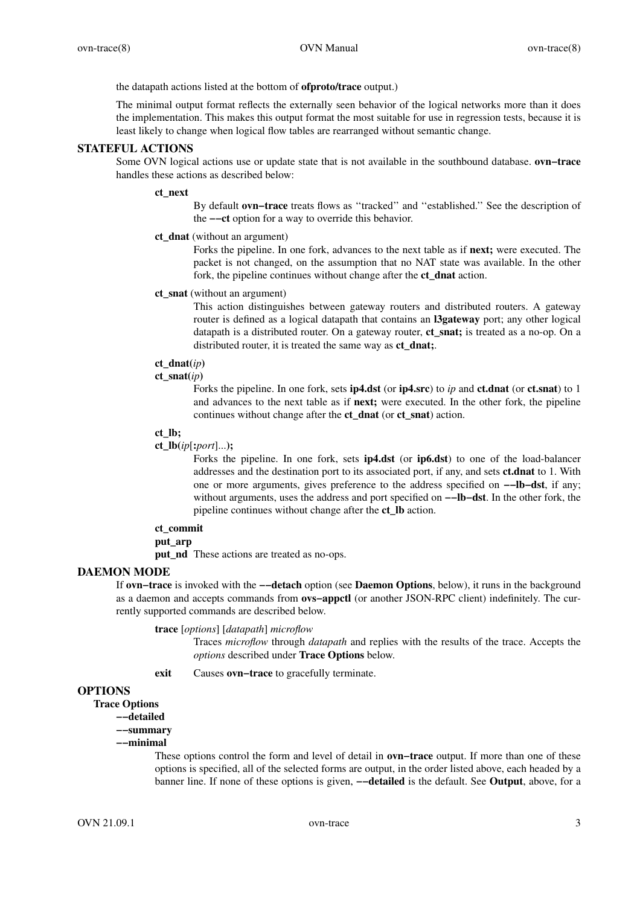the datapath actions listed at the bottom of **ofproto/trace** output.)

The minimal output format reflects the externally seen behavior of the logical networks more than it does the implementation. This makes this output format the most suitable for use in regression tests, because it is least likely to change when logical flow tables are rearranged without semantic change.

## STATEFUL ACTIONS

Some OVN logical actions use or update state that is not available in the southbound database. **ovn−trace** handles these actions as described below:

**ct_next**
: By default **ovn−trace** treats flows as ''tracked'' and ''established.'' See the description of the **−−ct** option for a way to override this behavior.

**ct_dnat** (without an argument)
: Forks the pipeline. In one fork, advances to the next table as if **next;** were executed. The packet is not changed, on the assumption that no NAT state was available. In the other fork, the pipeline continues without change after the **ct_dnat** action.

**ct_snat** (without an argument)
: This action distinguishes between gateway routers and distributed routers. A gateway router is defined as a logical datapath that contains an **l3gateway** port; any other logical datapath is a distributed router. On a gateway router, **ct_snat;** is treated as a no-op. On a distributed router, it is treated the same way as **ct_dnat;**.

**ct_dnat(***ip***)**
**ct_snat(***ip***)**
: Forks the pipeline. In one fork, sets **ip4.dst** (or **ip4.src**) to *ip* and **ct.dnat** (or **ct.snat**) to 1 and advances to the next table as if **next;** were executed. In the other fork, the pipeline continues without change after the **ct_dnat** (or **ct_snat**) action.

**ct_lb;**
**ct_lb(***ip*[**:***port*]...**);**
: Forks the pipeline. In one fork, sets **ip4.dst** (or **ip6.dst**) to one of the load-balancer addresses and the destination port to its associated port, if any, and sets **ct.dnat** to 1. With one or more arguments, gives preference to the address specified on **−−lb−dst**, if any; without arguments, uses the address and port specified on **−−lb−dst**. In the other fork, the pipeline continues without change after the **ct_lb** action.

**ct_commit**
**put_arp**
**put_nd**
: These actions are treated as no-ops.

## DAEMON MODE

If **ovn−trace** is invoked with the **−−detach** option (see **Daemon Options**, below), it runs in the background as a daemon and accepts commands from **ovs−appctl** (or another JSON-RPC client) indefinitely. The currently supported commands are described below.

**trace** [*options*] [*datapath*] *microflow*
: Traces *microflow* through *datapath* and replies with the results of the trace. Accepts the *options* described under **Trace Options** below.

**exit**
: Causes **ovn−trace** to gracefully terminate.

## OPTIONS

### Trace Options

**−−detailed**
**−−summary**
**−−minimal**
: These options control the form and level of detail in **ovn−trace** output. If more than one of these options is specified, all of the selected forms are output, in the order listed above, each headed by a banner line. If none of these options is given, **−−detailed** is the default. See **Output**, above, for a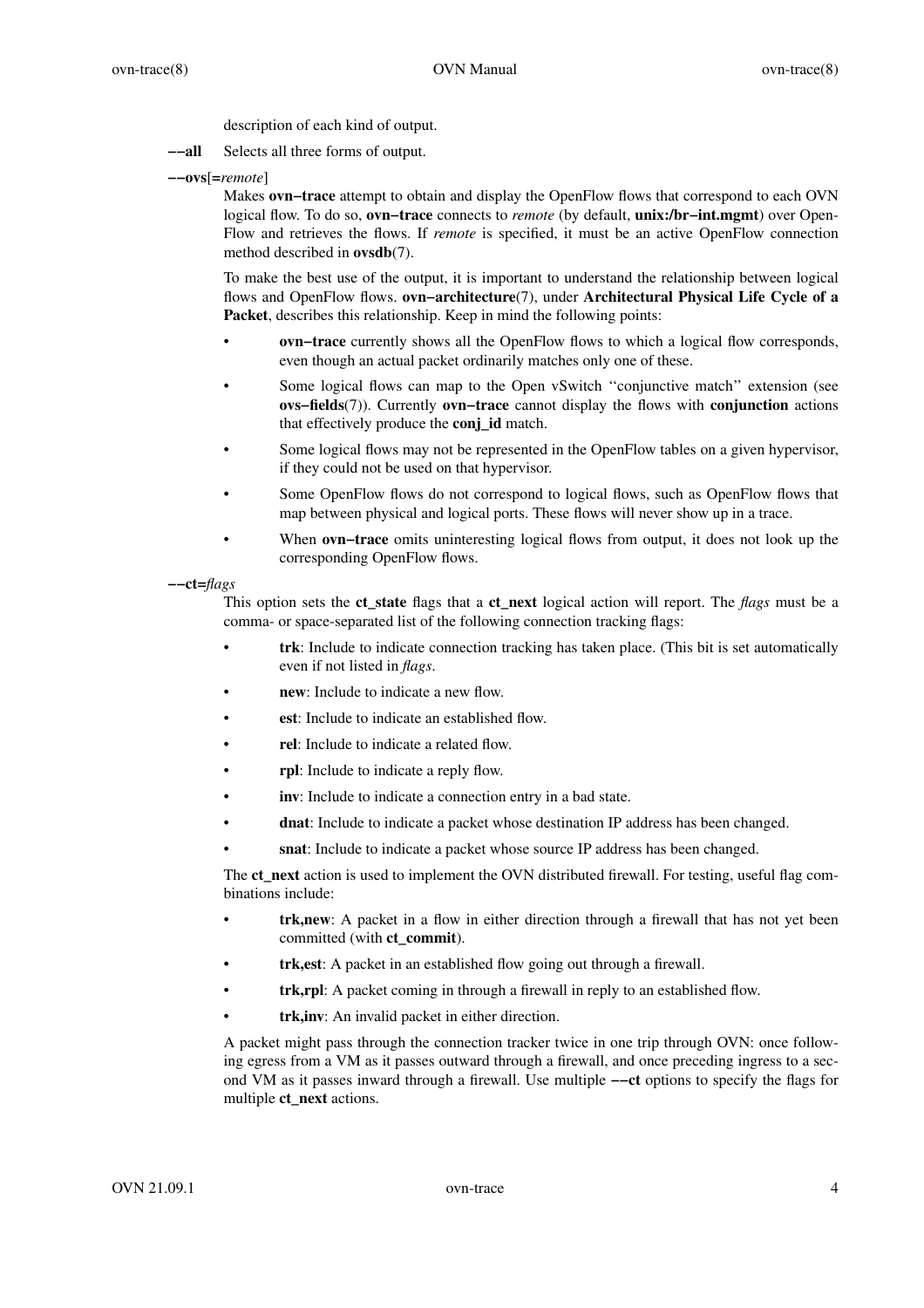description of each kind of output.

**−−all** Selects all three forms of output.

**−−ovs**[**=***remote*]

Makes **ovn−trace** attempt to obtain and display the OpenFlow flows that correspond to each OVN logical flow. To do so, **ovn−trace** connects to *remote* (by default, **unix:/br−int.mgmt**) over OpenFlow and retrieves the flows. If *remote* is specified, it must be an active OpenFlow connection method described in **ovsdb**(7).

To make the best use of the output, it is important to understand the relationship between logical flows and OpenFlow flows. **ovn−architecture**(7), under **Architectural Physical Life Cycle of a Packet**, describes this relationship. Keep in mind the following points:

- **ovn−trace** currently shows all the OpenFlow flows to which a logical flow corresponds, even though an actual packet ordinarily matches only one of these.
- Some logical flows can map to the Open vSwitch ''conjunctive match'' extension (see **ovs−fields**(7)). Currently **ovn−trace** cannot display the flows with **conjunction** actions that effectively produce the **conj_id** match.
- Some logical flows may not be represented in the OpenFlow tables on a given hypervisor, if they could not be used on that hypervisor.
- Some OpenFlow flows do not correspond to logical flows, such as OpenFlow flows that map between physical and logical ports. These flows will never show up in a trace.
- When **ovn−trace** omits uninteresting logical flows from output, it does not look up the corresponding OpenFlow flows.

**−−ct=***flags*

This option sets the **ct_state** flags that a **ct_next** logical action will report. The *flags* must be a comma- or space-separated list of the following connection tracking flags:

- **trk**: Include to indicate connection tracking has taken place. (This bit is set automatically even if not listed in *flags*.
- **new**: Include to indicate a new flow.
- **est**: Include to indicate an established flow.
- **rel**: Include to indicate a related flow.
- **rpl**: Include to indicate a reply flow.
- **inv**: Include to indicate a connection entry in a bad state.
- **dnat**: Include to indicate a packet whose destination IP address has been changed.
- **snat**: Include to indicate a packet whose source IP address has been changed.

The **ct_next** action is used to implement the OVN distributed firewall. For testing, useful flag combinations include:

- **trk,new**: A packet in a flow in either direction through a firewall that has not yet been committed (with **ct_commit**).
- **trk,est**: A packet in an established flow going out through a firewall.
- **trk,rpl**: A packet coming in through a firewall in reply to an established flow.
- **trk,inv**: An invalid packet in either direction.

A packet might pass through the connection tracker twice in one trip through OVN: once following egress from a VM as it passes outward through a firewall, and once preceding ingress to a second VM as it passes inward through a firewall. Use multiple **−−ct** options to specify the flags for multiple **ct_next** actions.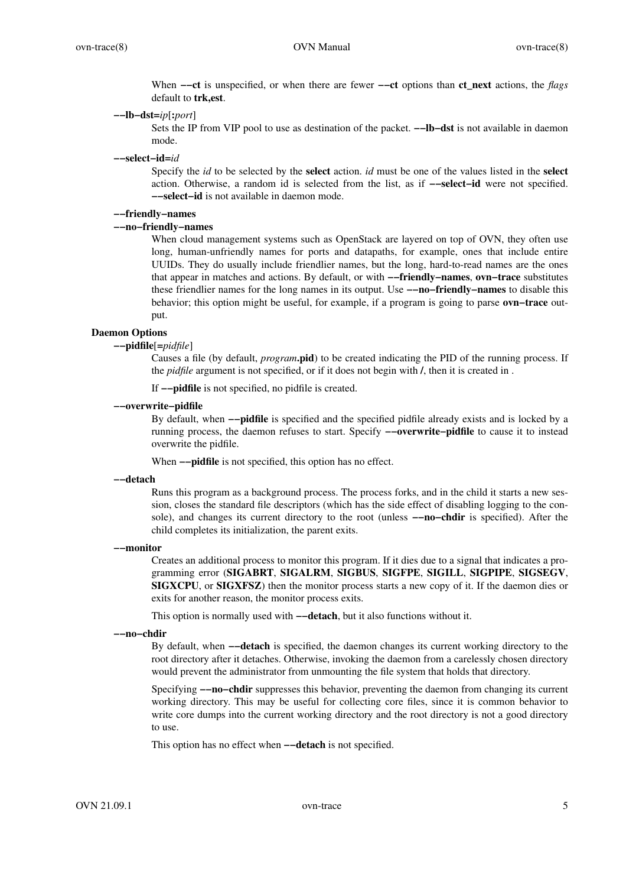When **−−ct** is unspecified, or when there are fewer **−−ct** options than **ct_next** actions, the *flags* default to **trk,est**.

**−−lb−dst=***ip*[**:***port*]

Sets the IP from VIP pool to use as destination of the packet. **−−lb−dst** is not available in daemon mode.

**−−select−id=***id*

Specify the *id* to be selected by the **select** action. *id* must be one of the values listed in the **select** action. Otherwise, a random id is selected from the list, as if **−−select−id** were not specified. **−−select−id** is not available in daemon mode.

**−−friendly−names**

**−−no−friendly−names**

When cloud management systems such as OpenStack are layered on top of OVN, they often use long, human-unfriendly names for ports and datapaths, for example, ones that include entire UUIDs. They do usually include friendlier names, but the long, hard-to-read names are the ones that appear in matches and actions. By default, or with **−−friendly−names**, **ovn−trace** substitutes these friendlier names for the long names in its output. Use **−−no−friendly−names** to disable this behavior; this option might be useful, for example, if a program is going to parse **ovn−trace** output.

### Daemon Options

**−−pidfile**[**=***pidfile*]

Causes a file (by default, *program***.pid**) to be created indicating the PID of the running process. If the *pidfile* argument is not specified, or if it does not begin with **/**, then it is created in .

If **−−pidfile** is not specified, no pidfile is created.

**−−overwrite−pidfile**

By default, when **−−pidfile** is specified and the specified pidfile already exists and is locked by a running process, the daemon refuses to start. Specify **−−overwrite−pidfile** to cause it to instead overwrite the pidfile.

When **−−pidfile** is not specified, this option has no effect.

**−−detach**

Runs this program as a background process. The process forks, and in the child it starts a new session, closes the standard file descriptors (which has the side effect of disabling logging to the console), and changes its current directory to the root (unless **−−no−chdir** is specified). After the child completes its initialization, the parent exits.

**−−monitor**

Creates an additional process to monitor this program. If it dies due to a signal that indicates a programming error (**SIGABRT**, **SIGALRM**, **SIGBUS**, **SIGFPE**, **SIGILL**, **SIGPIPE**, **SIGSEGV**, **SIGXCPU**, or **SIGXFSZ**) then the monitor process starts a new copy of it. If the daemon dies or exits for another reason, the monitor process exits.

This option is normally used with **−−detach**, but it also functions without it.

**−−no−chdir**

By default, when **−−detach** is specified, the daemon changes its current working directory to the root directory after it detaches. Otherwise, invoking the daemon from a carelessly chosen directory would prevent the administrator from unmounting the file system that holds that directory.

Specifying **−−no−chdir** suppresses this behavior, preventing the daemon from changing its current working directory. This may be useful for collecting core files, since it is common behavior to write core dumps into the current working directory and the root directory is not a good directory to use.

This option has no effect when **−−detach** is not specified.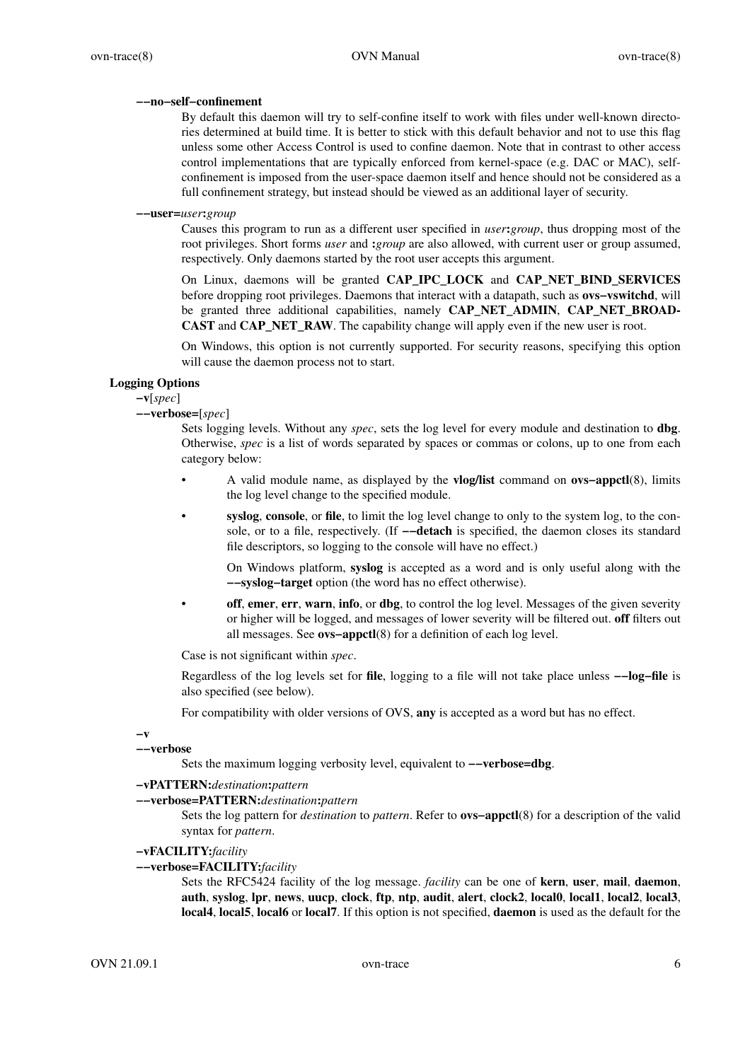**−−no−self−confinement**

By default this daemon will try to self-confine itself to work with files under well-known directories determined at build time. It is better to stick with this default behavior and not to use this flag unless some other Access Control is used to confine daemon. Note that in contrast to other access control implementations that are typically enforced from kernel-space (e.g. DAC or MAC), self-confinement is imposed from the user-space daemon itself and hence should not be considered as a full confinement strategy, but instead should be viewed as an additional layer of security.

**−−user=***user***:***group*

Causes this program to run as a different user specified in *user***:***group*, thus dropping most of the root privileges. Short forms *user* and **:***group* are also allowed, with current user or group assumed, respectively. Only daemons started by the root user accepts this argument.

On Linux, daemons will be granted **CAP_IPC_LOCK** and **CAP_NET_BIND_SERVICES** before dropping root privileges. Daemons that interact with a datapath, such as **ovs−vswitchd**, will be granted three additional capabilities, namely **CAP_NET_ADMIN**, **CAP_NET_BROADCAST** and **CAP_NET_RAW**. The capability change will apply even if the new user is root.

On Windows, this option is not currently supported. For security reasons, specifying this option will cause the daemon process not to start.

### Logging Options

**−v**[*spec*]

**−−verbose=**[*spec*]

Sets logging levels. Without any *spec*, sets the log level for every module and destination to **dbg**. Otherwise, *spec* is a list of words separated by spaces or commas or colons, up to one from each category below:

- A valid module name, as displayed by the **vlog/list** command on **ovs−appctl**(8), limits the log level change to the specified module.
- **syslog**, **console**, or **file**, to limit the log level change to only to the system log, to the console, or to a file, respectively. (If **−−detach** is specified, the daemon closes its standard file descriptors, so logging to the console will have no effect.)

  On Windows platform, **syslog** is accepted as a word and is only useful along with the **−−syslog−target** option (the word has no effect otherwise).
- **off**, **emer**, **err**, **warn**, **info**, or **dbg**, to control the log level. Messages of the given severity or higher will be logged, and messages of lower severity will be filtered out. **off** filters out all messages. See **ovs−appctl**(8) for a definition of each log level.

Case is not significant within *spec*.

Regardless of the log levels set for **file**, logging to a file will not take place unless **−−log−file** is also specified (see below).

For compatibility with older versions of OVS, **any** is accepted as a word but has no effect.

**−v**

**−−verbose**

Sets the maximum logging verbosity level, equivalent to **−−verbose=dbg**.

**−vPATTERN:***destination***:***pattern*

**−−verbose=PATTERN:***destination***:***pattern*

Sets the log pattern for *destination* to *pattern*. Refer to **ovs−appctl**(8) for a description of the valid syntax for *pattern*.

**−vFACILITY:***facility*

**−−verbose=FACILITY:***facility*

Sets the RFC5424 facility of the log message. *facility* can be one of **kern**, **user**, **mail**, **daemon**, **auth**, **syslog**, **lpr**, **news**, **uucp**, **clock**, **ftp**, **ntp**, **audit**, **alert**, **clock2**, **local0**, **local1**, **local2**, **local3**, **local4**, **local5**, **local6** or **local7**. If this option is not specified, **daemon** is used as the default for the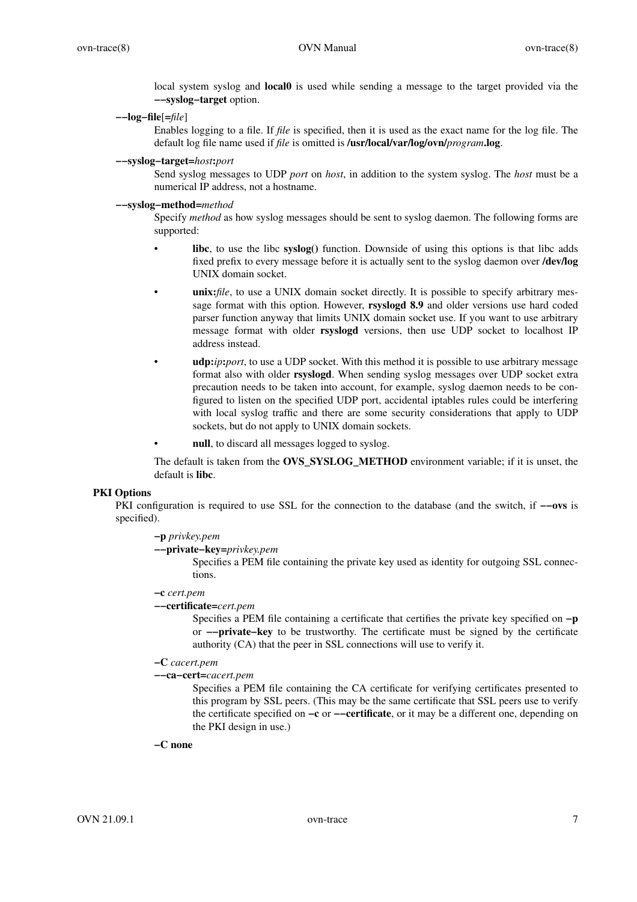local system syslog and **local0** is used while sending a message to the target provided via the **−−syslog−target** option.

**−−log−file**[**=***file*]

Enables logging to a file. If *file* is specified, then it is used as the exact name for the log file. The default log file name used if *file* is omitted is **/usr/local/var/log/ovn/***program***.log**.

**−−syslog−target=***host***:***port*

Send syslog messages to UDP *port* on *host*, in addition to the system syslog. The *host* must be a numerical IP address, not a hostname.

**−−syslog−method=***method*

Specify *method* as how syslog messages should be sent to syslog daemon. The following forms are supported:

- **libc**, to use the libc **syslog()** function. Downside of using this options is that libc adds fixed prefix to every message before it is actually sent to the syslog daemon over **/dev/log** UNIX domain socket.
- **unix:***file*, to use a UNIX domain socket directly. It is possible to specify arbitrary message format with this option. However, **rsyslogd 8.9** and older versions use hard coded parser function anyway that limits UNIX domain socket use. If you want to use arbitrary message format with older **rsyslogd** versions, then use UDP socket to localhost IP address instead.
- **udp:***ip***:***port*, to use a UDP socket. With this method it is possible to use arbitrary message format also with older **rsyslogd**. When sending syslog messages over UDP socket extra precaution needs to be taken into account, for example, syslog daemon needs to be configured to listen on the specified UDP port, accidental iptables rules could be interfering with local syslog traffic and there are some security considerations that apply to UDP sockets, but do not apply to UNIX domain sockets.
- **null**, to discard all messages logged to syslog.

The default is taken from the **OVS_SYSLOG_METHOD** environment variable; if it is unset, the default is **libc**.

## PKI Options

PKI configuration is required to use SSL for the connection to the database (and the switch, if **−−ovs** is specified).

**−p** *privkey.pem*
**−−private−key=***privkey.pem*

Specifies a PEM file containing the private key used as identity for outgoing SSL connections.

**−c** *cert.pem*
**−−certificate=***cert.pem*

Specifies a PEM file containing a certificate that certifies the private key specified on **−p** or **−−private−key** to be trustworthy. The certificate must be signed by the certificate authority (CA) that the peer in SSL connections will use to verify it.

**−C** *cacert.pem*
**−−ca−cert=***cacert.pem*

Specifies a PEM file containing the CA certificate for verifying certificates presented to this program by SSL peers. (This may be the same certificate that SSL peers use to verify the certificate specified on **−c** or **−−certificate**, or it may be a different one, depending on the PKI design in use.)

**−C none**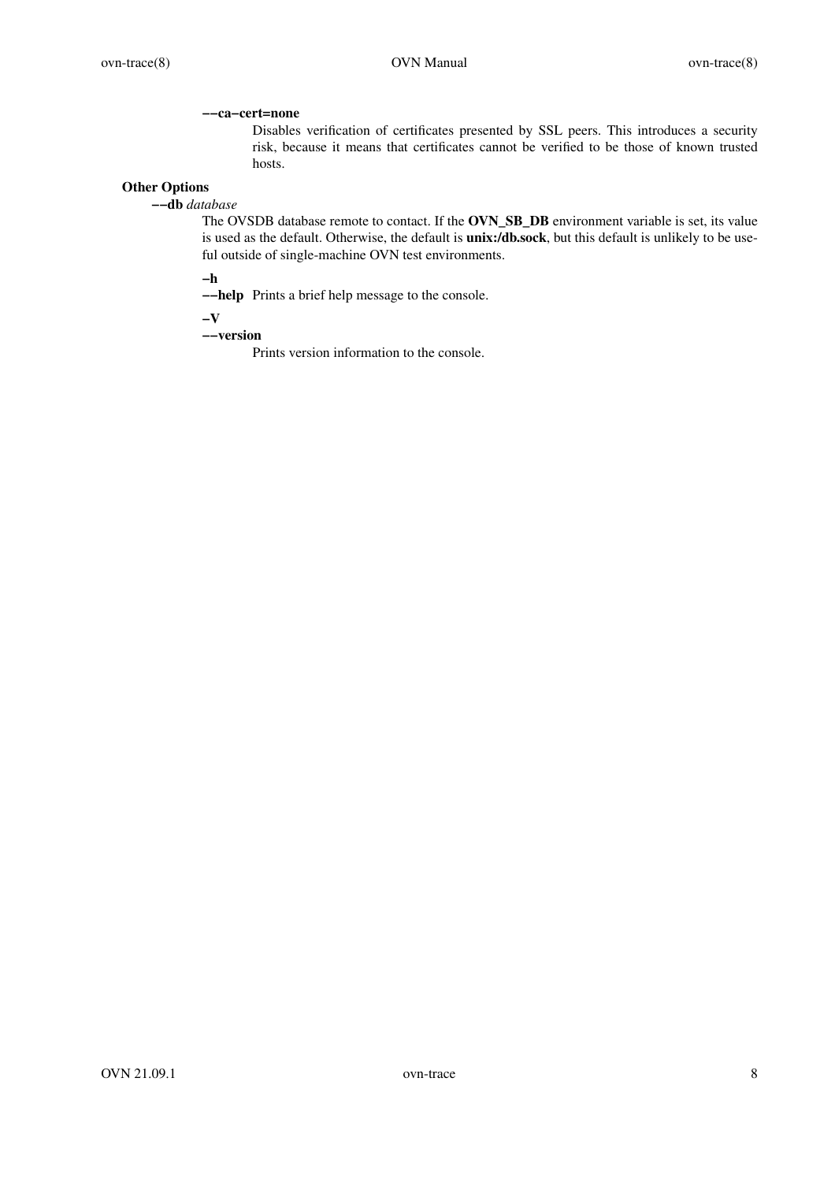**--ca-cert=none**

Disables verification of certificates presented by SSL peers. This introduces a security risk, because it means that certificates cannot be verified to be those of known trusted hosts.

### Other Options

**--db** *database*

The OVSDB database remote to contact. If the **OVN_SB_DB** environment variable is set, its value is used as the default. Otherwise, the default is **unix:/db.sock**, but this default is unlikely to be useful outside of single-machine OVN test environments.

**-h**
**--help** Prints a brief help message to the console.

**-V**
**--version**

Prints version information to the console.